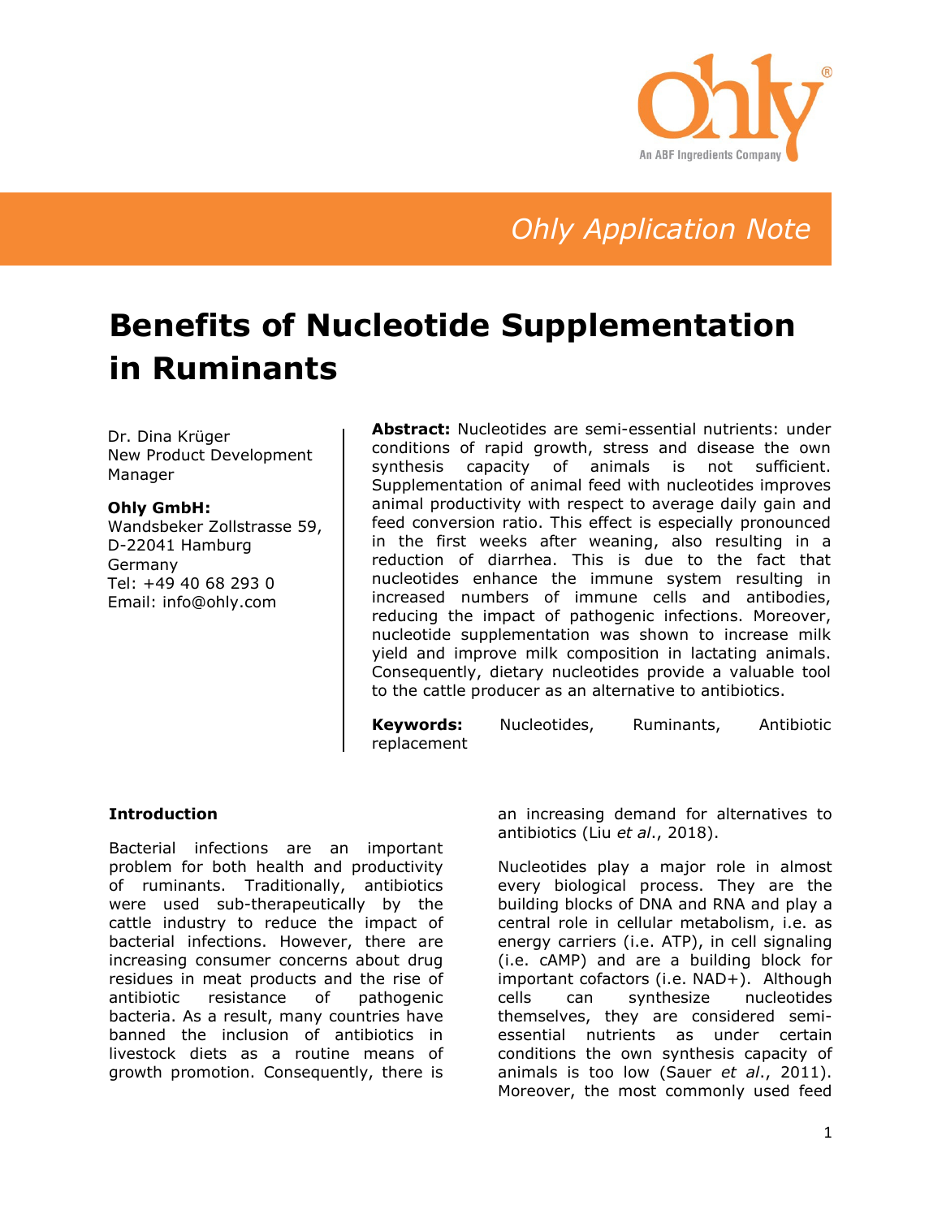Ohly Application Note

# Benefits of Nucleotide Supplementation in Ruminants

Dr. Dina Krüger
New Product Development Manager

**Ohly GmbH:**
Wandsbeker Zollstrasse 59,
D-22041 Hamburg
Germany
Tel: +49 40 68 293 0
Email: info@ohly.com

**Abstract:** Nucleotides are semi-essential nutrients: under conditions of rapid growth, stress and disease the own synthesis capacity of animals is not sufficient. Supplementation of animal feed with nucleotides improves animal productivity with respect to average daily gain and feed conversion ratio. This effect is especially pronounced in the first weeks after weaning, also resulting in a reduction of diarrhea. This is due to the fact that nucleotides enhance the immune system resulting in increased numbers of immune cells and antibodies, reducing the impact of pathogenic infections. Moreover, nucleotide supplementation was shown to increase milk yield and improve milk composition in lactating animals. Consequently, dietary nucleotides provide a valuable tool to the cattle producer as an alternative to antibiotics.

**Keywords:** Nucleotides, Ruminants, Antibiotic replacement

### Introduction

Bacterial infections are an important problem for both health and productivity of ruminants. Traditionally, antibiotics were used sub-therapeutically by the cattle industry to reduce the impact of bacterial infections. However, there are increasing consumer concerns about drug residues in meat products and the rise of antibiotic resistance of pathogenic bacteria. As a result, many countries have banned the inclusion of antibiotics in livestock diets as a routine means of growth promotion. Consequently, there is an increasing demand for alternatives to antibiotics (Liu *et al*., 2018).

Nucleotides play a major role in almost every biological process. They are the building blocks of DNA and RNA and play a central role in cellular metabolism, i.e. as energy carriers (i.e. ATP), in cell signaling (i.e. cAMP) and are a building block for important cofactors (i.e. NAD+). Although cells can synthesize nucleotides themselves, they are considered semi-essential nutrients as under certain conditions the own synthesis capacity of animals is too low (Sauer *et al*., 2011). Moreover, the most commonly used feed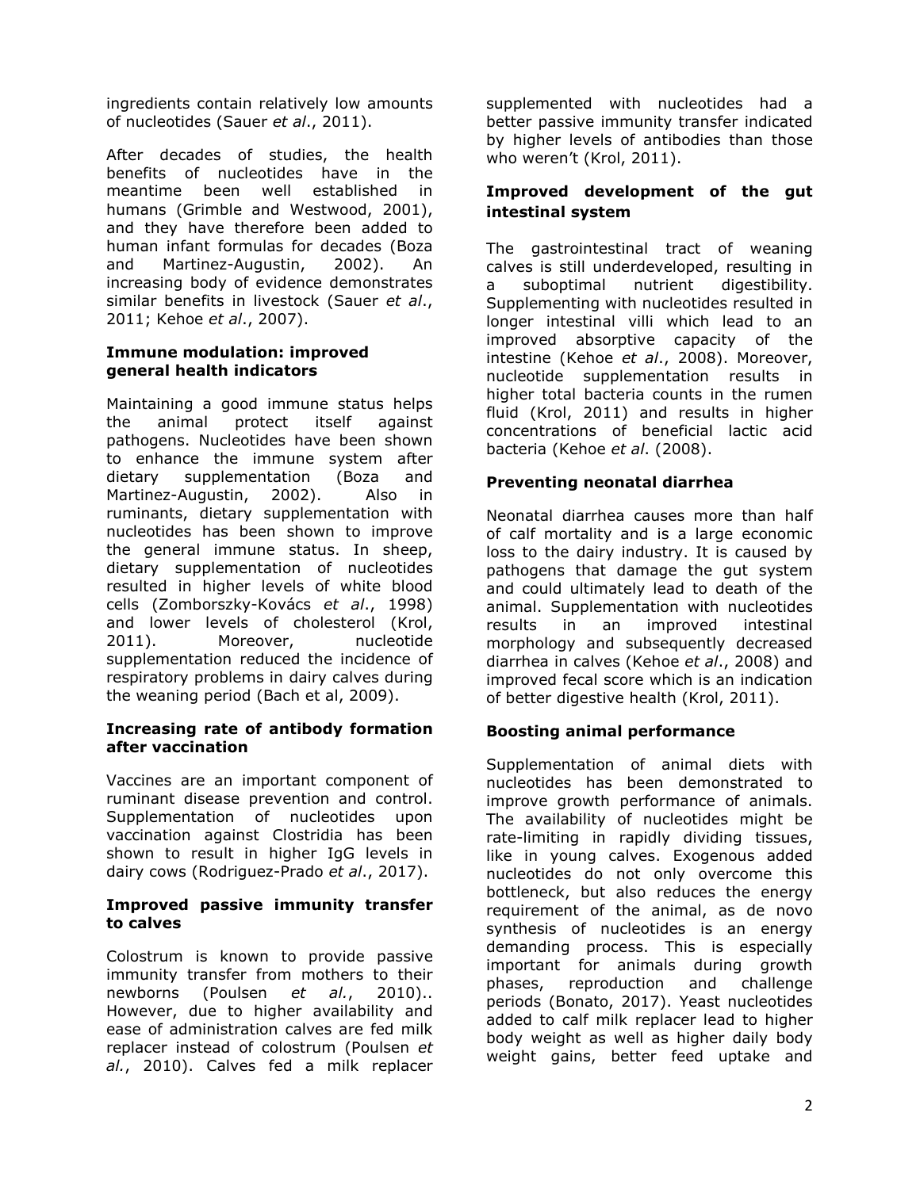ingredients contain relatively low amounts of nucleotides (Sauer *et al*., 2011).

After decades of studies, the health benefits of nucleotides have in the meantime been well established in humans (Grimble and Westwood, 2001), and they have therefore been added to human infant formulas for decades (Boza and Martinez-Augustin, 2002). An increasing body of evidence demonstrates similar benefits in livestock (Sauer *et al*., 2011; Kehoe *et al*., 2007).

**Immune modulation: improved general health indicators**

Maintaining a good immune status helps the animal protect itself against pathogens. Nucleotides have been shown to enhance the immune system after dietary supplementation (Boza and Martinez-Augustin, 2002). Also in ruminants, dietary supplementation with nucleotides has been shown to improve the general immune status. In sheep, dietary supplementation of nucleotides resulted in higher levels of white blood cells (Zomborszky-Kovács *et al*., 1998) and lower levels of cholesterol (Krol, 2011). Moreover, nucleotide supplementation reduced the incidence of respiratory problems in dairy calves during the weaning period (Bach et al, 2009).

**Increasing rate of antibody formation after vaccination**

Vaccines are an important component of ruminant disease prevention and control. Supplementation of nucleotides upon vaccination against Clostridia has been shown to result in higher IgG levels in dairy cows (Rodriguez-Prado *et al*., 2017).

**Improved passive immunity transfer to calves**

Colostrum is known to provide passive immunity transfer from mothers to their newborns (Poulsen *et al.*, 2010).. However, due to higher availability and ease of administration calves are fed milk replacer instead of colostrum (Poulsen *et al.*, 2010). Calves fed a milk replacer supplemented with nucleotides had a better passive immunity transfer indicated by higher levels of antibodies than those who weren't (Krol, 2011).

**Improved development of the gut intestinal system**

The gastrointestinal tract of weaning calves is still underdeveloped, resulting in a suboptimal nutrient digestibility. Supplementing with nucleotides resulted in longer intestinal villi which lead to an improved absorptive capacity of the intestine (Kehoe *et al*., 2008). Moreover, nucleotide supplementation results in higher total bacteria counts in the rumen fluid (Krol, 2011) and results in higher concentrations of beneficial lactic acid bacteria (Kehoe *et al*. (2008).

**Preventing neonatal diarrhea**

Neonatal diarrhea causes more than half of calf mortality and is a large economic loss to the dairy industry. It is caused by pathogens that damage the gut system and could ultimately lead to death of the animal. Supplementation with nucleotides results in an improved intestinal morphology and subsequently decreased diarrhea in calves (Kehoe *et al*., 2008) and improved fecal score which is an indication of better digestive health (Krol, 2011).

**Boosting animal performance**

Supplementation of animal diets with nucleotides has been demonstrated to improve growth performance of animals. The availability of nucleotides might be rate-limiting in rapidly dividing tissues, like in young calves. Exogenous added nucleotides do not only overcome this bottleneck, but also reduces the energy requirement of the animal, as de novo synthesis of nucleotides is an energy demanding process. This is especially important for animals during growth phases, reproduction and challenge periods (Bonato, 2017). Yeast nucleotides added to calf milk replacer lead to higher body weight as well as higher daily body weight gains, better feed uptake and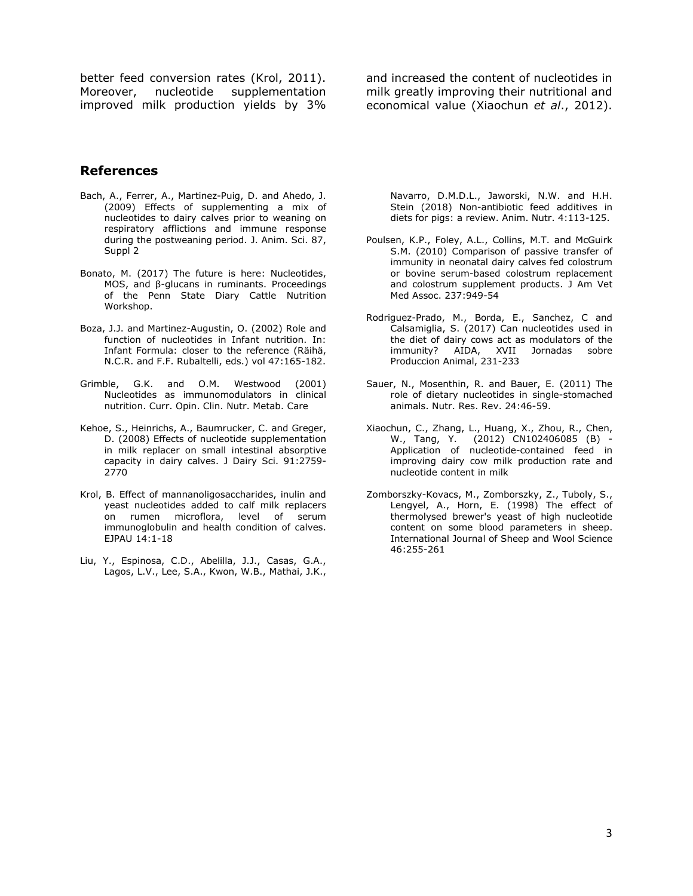better feed conversion rates (Krol, 2011). Moreover, nucleotide supplementation improved milk production yields by 3% and increased the content of nucleotides in milk greatly improving their nutritional and economical value (Xiaochun *et al*., 2012).

## References

Bach, A., Ferrer, A., Martinez-Puig, D. and Ahedo, J. (2009) Effects of supplementing a mix of nucleotides to dairy calves prior to weaning on respiratory afflictions and immune response during the postweaning period. J. Anim. Sci. 87, Suppl 2

Bonato, M. (2017) The future is here: Nucleotides, MOS, and β-glucans in ruminants. Proceedings of the Penn State Diary Cattle Nutrition Workshop.

Boza, J.J. and Martinez-Augustin, O. (2002) Role and function of nucleotides in Infant nutrition. In: Infant Formula: closer to the reference (Räihä, N.C.R. and F.F. Rubaltelli, eds.) vol 47:165-182.

Grimble, G.K. and O.M. Westwood (2001) Nucleotides as immunomodulators in clinical nutrition. Curr. Opin. Clin. Nutr. Metab. Care

Kehoe, S., Heinrichs, A., Baumrucker, C. and Greger, D. (2008) Effects of nucleotide supplementation in milk replacer on small intestinal absorptive capacity in dairy calves. J Dairy Sci. 91:2759-2770

Krol, B. Effect of mannanoligosaccharides, inulin and yeast nucleotides added to calf milk replacers on rumen microflora, level of serum immunoglobulin and health condition of calves. EJPAU 14:1-18

Liu, Y., Espinosa, C.D., Abelilla, J.J., Casas, G.A., Lagos, L.V., Lee, S.A., Kwon, W.B., Mathai, J.K., Navarro, D.M.D.L., Jaworski, N.W. and H.H. Stein (2018) Non-antibiotic feed additives in diets for pigs: a review. Anim. Nutr. 4:113-125.

Poulsen, K.P., Foley, A.L., Collins, M.T. and McGuirk S.M. (2010) Comparison of passive transfer of immunity in neonatal dairy calves fed colostrum or bovine serum-based colostrum replacement and colostrum supplement products. J Am Vet Med Assoc. 237:949-54

Rodriguez-Prado, M., Borda, E., Sanchez, C and Calsamiglia, S. (2017) Can nucleotides used in the diet of dairy cows act as modulators of the immunity? AIDA, XVII Jornadas sobre Produccion Animal, 231-233

Sauer, N., Mosenthin, R. and Bauer, E. (2011) The role of dietary nucleotides in single-stomached animals. Nutr. Res. Rev. 24:46-59.

Xiaochun, C., Zhang, L., Huang, X., Zhou, R., Chen, W., Tang, Y. (2012) CN102406085 (B) - Application of nucleotide-contained feed in improving dairy cow milk production rate and nucleotide content in milk

Zomborszky-Kovacs, M., Zomborszky, Z., Tuboly, S., Lengyel, A., Horn, E. (1998) The effect of thermolysed brewer's yeast of high nucleotide content on some blood parameters in sheep. International Journal of Sheep and Wool Science 46:255-261